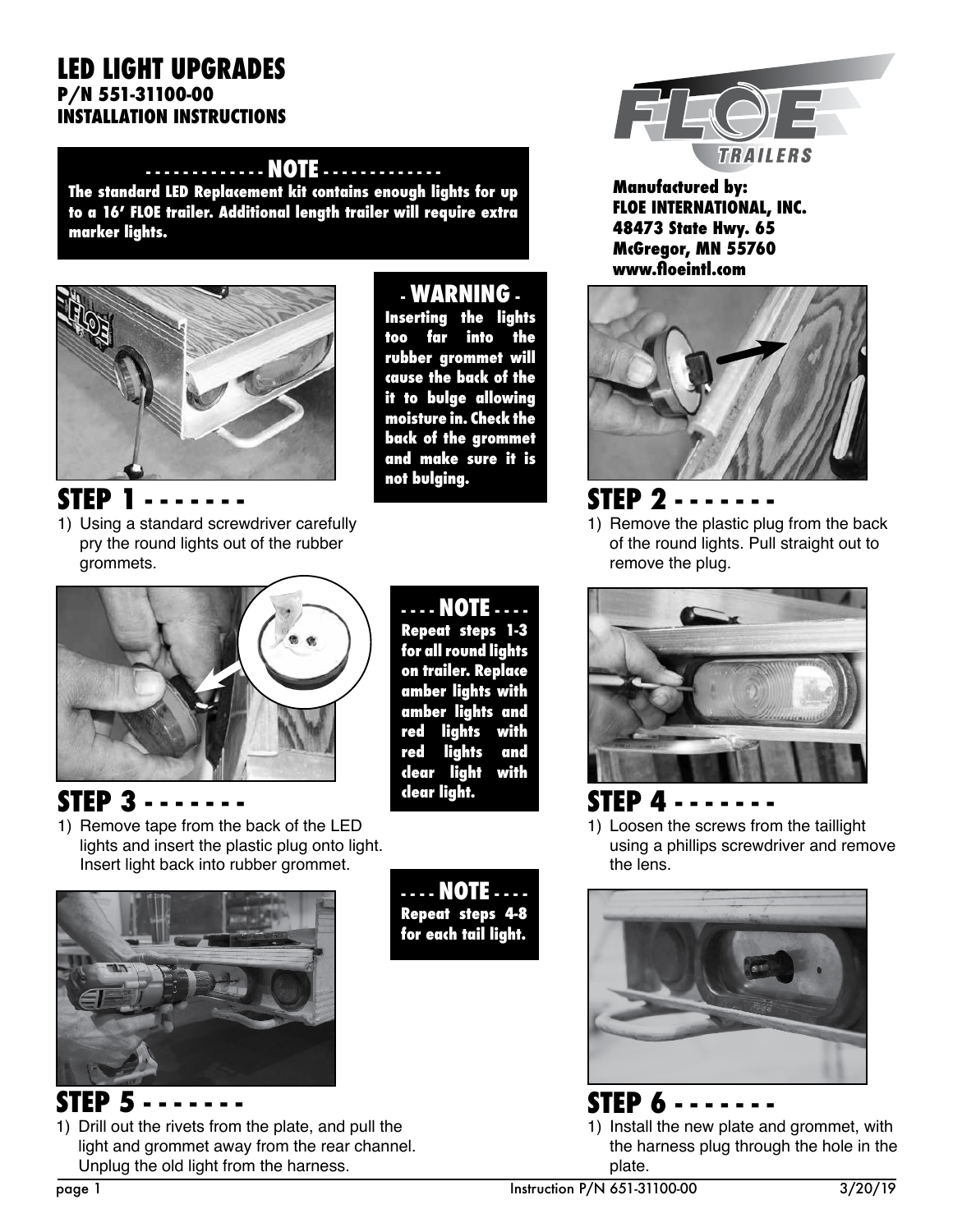# LED LIGHT UPGRADES

**P/N 551-31100-00**
**INSTALLATION INSTRUCTIONS**

**- - - - - - - - - - - - NOTE - - - - - - - - - - - -**
**The standard LED Replacement kit contains enough lights for up to a 16' FLOE trailer. Additional length trailer will require extra marker lights.**

**Manufactured by:**
**FLOE INTERNATIONAL, INC.**
**48473 State Hwy. 65**
**McGregor, MN 55760**
**www.floeintl.com**

## STEP 1 - - - - - - -

1) Using a standard screwdriver carefully pry the round lights out of the rubber grommets.

**- WARNING -**
**Inserting the lights too far into the rubber grommet will cause the back of the it to bulge allowing moisture in. Check the back of the grommet and make sure it is not bulging.**

## STEP 2 - - - - - - -

1) Remove the plastic plug from the back of the round lights. Pull straight out to remove the plug.

## STEP 3 - - - - - - -

1) Remove tape from the back of the LED lights and insert the plastic plug onto light. Insert light back into rubber grommet.

**- - - - NOTE - - - -**
**Repeat steps 1-3 for all round lights on trailer. Replace amber lights with amber lights and red lights with red lights and clear light with clear light.**

## STEP 4 - - - - - - -

1) Loosen the screws from the taillight using a phillips screwdriver and remove the lens.

**- - - - NOTE - - - -**
**Repeat steps 4-8 for each tail light.**

## STEP 5 - - - - - - -

1) Drill out the rivets from the plate, and pull the light and grommet away from the rear channel. Unplug the old light from the harness.

## STEP 6 - - - - - - -

1) Install the new plate and grommet, with the harness plug through the hole in the plate.

Instruction P/N 651-31100-00 3/20/19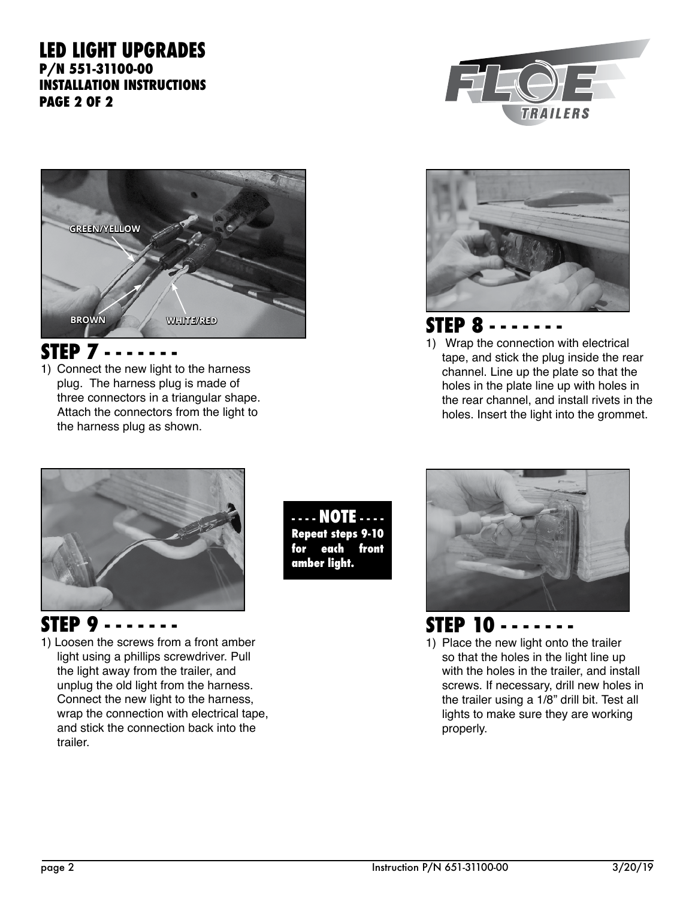# LED LIGHT UPGRADES

**P/N 551-31100-00**
**INSTALLATION INSTRUCTIONS**

## STEP 7 - - - - - - -

1) Connect the new light to the harness plug. The harness plug is made of three connectors in a triangular shape. Attach the connectors from the light to the harness plug as shown.

## STEP 8 - - - - - - -

1) Wrap the connection with electrical tape, and stick the plug inside the rear channel. Line up the plate so that the holes in the plate line up with holes in the rear channel, and install rivets in the holes. Insert the light into the grommet.

## STEP 9 - - - - - - -

1) Loosen the screws from a front amber light using a phillips screwdriver. Pull the light away from the trailer, and unplug the old light from the harness. Connect the new light to the harness, wrap the connection with electrical tape, and stick the connection back into the trailer.

**- - - - NOTE - - - -**
**Repeat steps 9-10 for each front amber light.**

## STEP 10 - - - - - - -

1) Place the new light onto the trailer so that the holes in the light line up with the holes in the trailer, and install screws. If necessary, drill new holes in the trailer using a 1/8” drill bit. Test all lights to make sure they are working properly.